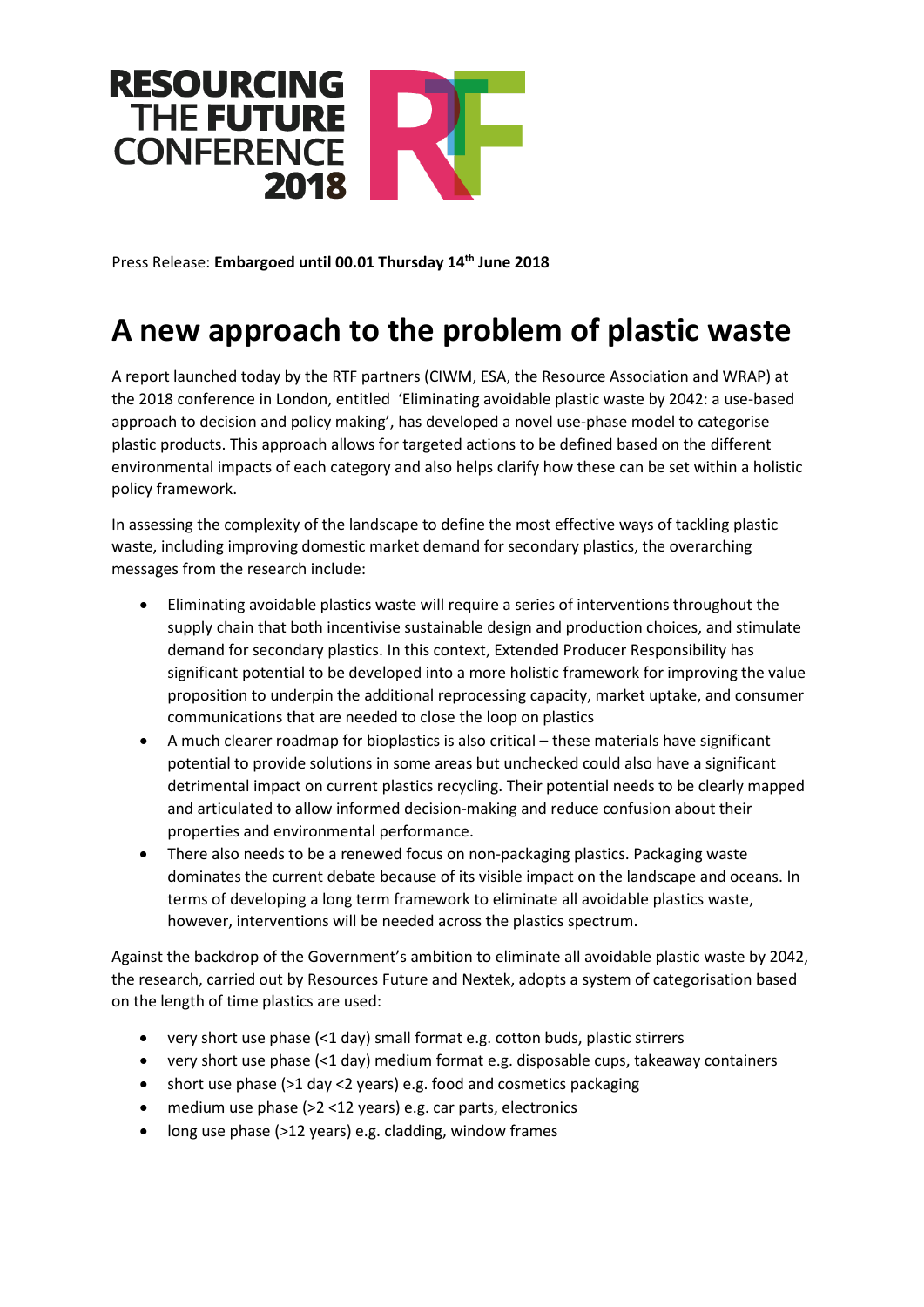RESOURCING THE FUTURE CONFERENCE 2018

Press Release: **Embargoed until 00.01 Thursday 14th June 2018**

# A new approach to the problem of plastic waste

A report launched today by the RTF partners (CIWM, ESA, the Resource Association and WRAP) at the 2018 conference in London, entitled 'Eliminating avoidable plastic waste by 2042: a use-based approach to decision and policy making', has developed a novel use-phase model to categorise plastic products. This approach allows for targeted actions to be defined based on the different environmental impacts of each category and also helps clarify how these can be set within a holistic policy framework.

In assessing the complexity of the landscape to define the most effective ways of tackling plastic waste, including improving domestic market demand for secondary plastics, the overarching messages from the research include:

- Eliminating avoidable plastics waste will require a series of interventions throughout the supply chain that both incentivise sustainable design and production choices, and stimulate demand for secondary plastics. In this context, Extended Producer Responsibility has significant potential to be developed into a more holistic framework for improving the value proposition to underpin the additional reprocessing capacity, market uptake, and consumer communications that are needed to close the loop on plastics
- A much clearer roadmap for bioplastics is also critical – these materials have significant potential to provide solutions in some areas but unchecked could also have a significant detrimental impact on current plastics recycling. Their potential needs to be clearly mapped and articulated to allow informed decision-making and reduce confusion about their properties and environmental performance.
- There also needs to be a renewed focus on non-packaging plastics. Packaging waste dominates the current debate because of its visible impact on the landscape and oceans. In terms of developing a long term framework to eliminate all avoidable plastics waste, however, interventions will be needed across the plastics spectrum.

Against the backdrop of the Government's ambition to eliminate all avoidable plastic waste by 2042, the research, carried out by Resources Future and Nextek, adopts a system of categorisation based on the length of time plastics are used:

- very short use phase (<1 day) small format e.g. cotton buds, plastic stirrers
- very short use phase (<1 day) medium format e.g. disposable cups, takeaway containers
- short use phase (>1 day <2 years) e.g. food and cosmetics packaging
- medium use phase (>2 <12 years) e.g. car parts, electronics
- long use phase (>12 years) e.g. cladding, window frames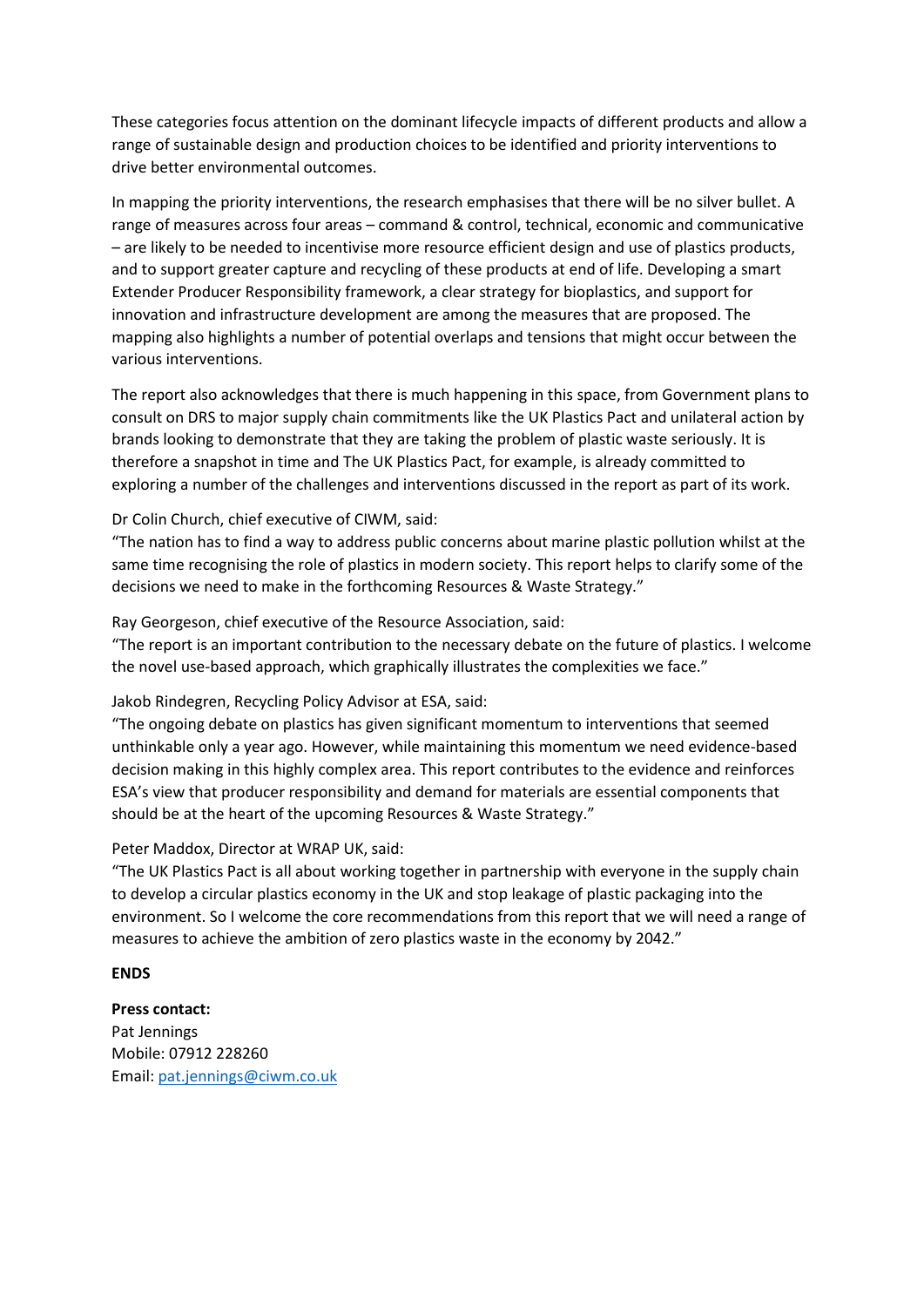These categories focus attention on the dominant lifecycle impacts of different products and allow a range of sustainable design and production choices to be identified and priority interventions to drive better environmental outcomes.

In mapping the priority interventions, the research emphasises that there will be no silver bullet. A range of measures across four areas – command & control, technical, economic and communicative – are likely to be needed to incentivise more resource efficient design and use of plastics products, and to support greater capture and recycling of these products at end of life. Developing a smart Extender Producer Responsibility framework, a clear strategy for bioplastics, and support for innovation and infrastructure development are among the measures that are proposed. The mapping also highlights a number of potential overlaps and tensions that might occur between the various interventions.

The report also acknowledges that there is much happening in this space, from Government plans to consult on DRS to major supply chain commitments like the UK Plastics Pact and unilateral action by brands looking to demonstrate that they are taking the problem of plastic waste seriously. It is therefore a snapshot in time and The UK Plastics Pact, for example, is already committed to exploring a number of the challenges and interventions discussed in the report as part of its work.

Dr Colin Church, chief executive of CIWM, said:
"The nation has to find a way to address public concerns about marine plastic pollution whilst at the same time recognising the role of plastics in modern society. This report helps to clarify some of the decisions we need to make in the forthcoming Resources & Waste Strategy."

Ray Georgeson, chief executive of the Resource Association, said:
"The report is an important contribution to the necessary debate on the future of plastics. I welcome the novel use-based approach, which graphically illustrates the complexities we face."

Jakob Rindegren, Recycling Policy Advisor at ESA, said:
"The ongoing debate on plastics has given significant momentum to interventions that seemed unthinkable only a year ago. However, while maintaining this momentum we need evidence-based decision making in this highly complex area. This report contributes to the evidence and reinforces ESA's view that producer responsibility and demand for materials are essential components that should be at the heart of the upcoming Resources & Waste Strategy."

Peter Maddox, Director at WRAP UK, said:
"The UK Plastics Pact is all about working together in partnership with everyone in the supply chain to develop a circular plastics economy in the UK and stop leakage of plastic packaging into the environment. So I welcome the core recommendations from this report that we will need a range of measures to achieve the ambition of zero plastics waste in the economy by 2042."

**ENDS**

**Press contact:**
Pat Jennings
Mobile: 07912 228260
Email: pat.jennings@ciwm.co.uk